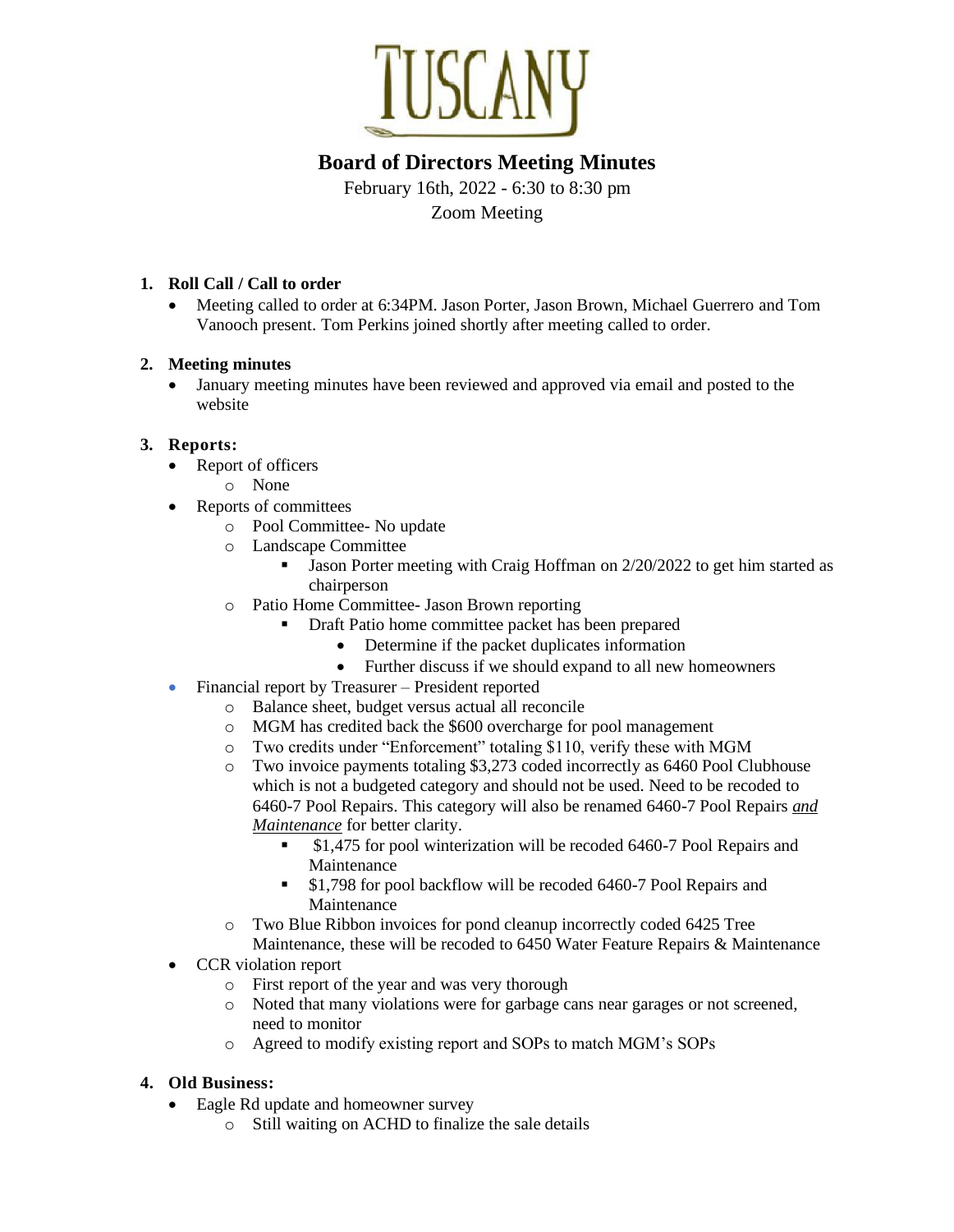# TUSCANY

## Board of Directors Meeting Minutes

February 16th, 2022 - 6:30 to 8:30 pm

Zoom Meeting

1. **Roll Call / Call to order**
   - Meeting called to order at 6:34PM. Jason Porter, Jason Brown, Michael Guerrero and Tom Vanooch present. Tom Perkins joined shortly after meeting called to order.

2. **Meeting minutes**
   - January meeting minutes have been reviewed and approved via email and posted to the website

3. **Reports:**
   - Report of officers
     - None
   - Reports of committees
     - Pool Committee- No update
     - Landscape Committee
       - Jason Porter meeting with Craig Hoffman on 2/20/2022 to get him started as chairperson
     - Patio Home Committee- Jason Brown reporting
       - Draft Patio home committee packet has been prepared
         - Determine if the packet duplicates information
         - Further discuss if we should expand to all new homeowners
   - Financial report by Treasurer – President reported
     - Balance sheet, budget versus actual all reconcile
     - MGM has credited back the $600 overcharge for pool management
     - Two credits under "Enforcement" totaling $110, verify these with MGM
     - Two invoice payments totaling $3,273 coded incorrectly as 6460 Pool Clubhouse which is not a budgeted category and should not be used. Need to be recoded to 6460-7 Pool Repairs. This category will also be renamed 6460-7 Pool Repairs <u>*and Maintenance*</u> for better clarity.
       - $1,475 for pool winterization will be recoded 6460-7 Pool Repairs and Maintenance
       - $1,798 for pool backflow will be recoded 6460-7 Pool Repairs and Maintenance
     - Two Blue Ribbon invoices for pond cleanup incorrectly coded 6425 Tree Maintenance, these will be recoded to 6450 Water Feature Repairs & Maintenance
   - CCR violation report
     - First report of the year and was very thorough
     - Noted that many violations were for garbage cans near garages or not screened, need to monitor
     - Agreed to modify existing report and SOPs to match MGM's SOPs

4. **Old Business:**
   - Eagle Rd update and homeowner survey
     - Still waiting on ACHD to finalize the sale details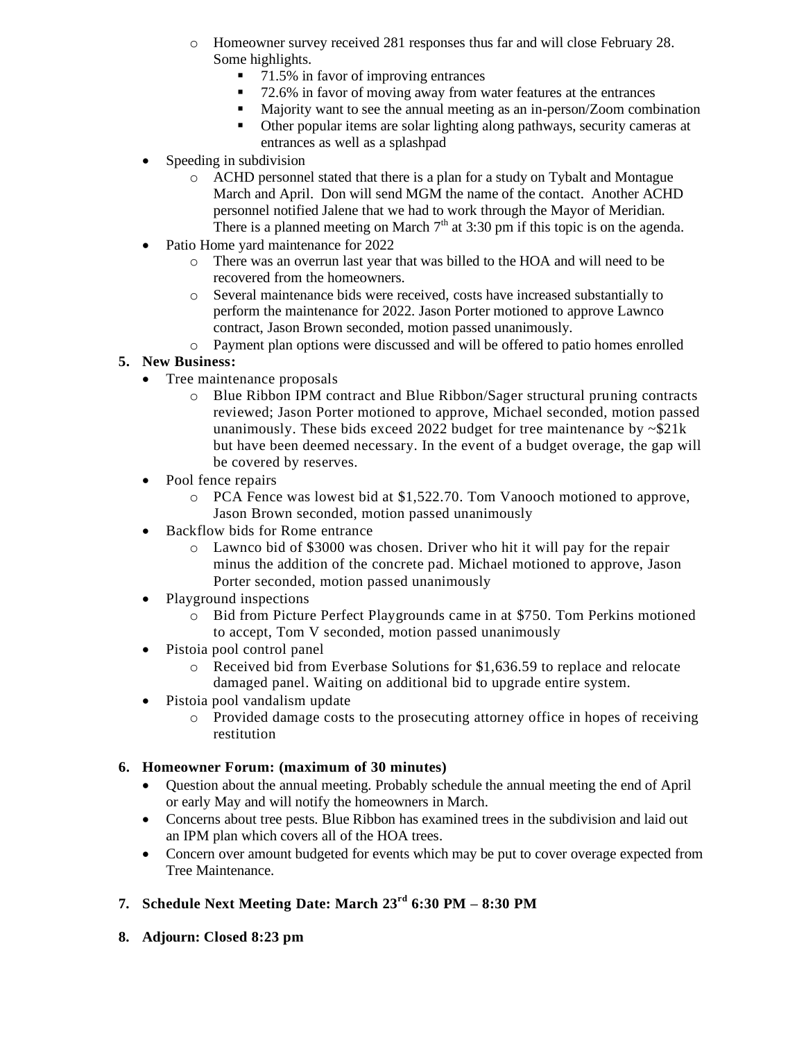- Homeowner survey received 281 responses thus far and will close February 28. Some highlights.
  - 71.5% in favor of improving entrances
  - 72.6% in favor of moving away from water features at the entrances
  - Majority want to see the annual meeting as an in-person/Zoom combination
  - Other popular items are solar lighting along pathways, security cameras at entrances as well as a splashpad
- Speeding in subdivision
  - ACHD personnel stated that there is a plan for a study on Tybalt and Montague March and April. Don will send MGM the name of the contact. Another ACHD personnel notified Jalene that we had to work through the Mayor of Meridian. There is a planned meeting on March 7th at 3:30 pm if this topic is on the agenda.
- Patio Home yard maintenance for 2022
  - There was an overrun last year that was billed to the HOA and will need to be recovered from the homeowners.
  - Several maintenance bids were received, costs have increased substantially to perform the maintenance for 2022. Jason Porter motioned to approve Lawnco contract, Jason Brown seconded, motion passed unanimously.
  - Payment plan options were discussed and will be offered to patio homes enrolled

**5. New Business:**

- Tree maintenance proposals
  - Blue Ribbon IPM contract and Blue Ribbon/Sager structural pruning contracts reviewed; Jason Porter motioned to approve, Michael seconded, motion passed unanimously. These bids exceed 2022 budget for tree maintenance by ~$21k but have been deemed necessary. In the event of a budget overage, the gap will be covered by reserves.
- Pool fence repairs
  - PCA Fence was lowest bid at $1,522.70. Tom Vanooch motioned to approve, Jason Brown seconded, motion passed unanimously
- Backflow bids for Rome entrance
  - Lawnco bid of $3000 was chosen. Driver who hit it will pay for the repair minus the addition of the concrete pad. Michael motioned to approve, Jason Porter seconded, motion passed unanimously
- Playground inspections
  - Bid from Picture Perfect Playgrounds came in at $750. Tom Perkins motioned to accept, Tom V seconded, motion passed unanimously
- Pistoia pool control panel
  - Received bid from Everbase Solutions for $1,636.59 to replace and relocate damaged panel. Waiting on additional bid to upgrade entire system.
- Pistoia pool vandalism update
  - Provided damage costs to the prosecuting attorney office in hopes of receiving restitution

**6. Homeowner Forum: (maximum of 30 minutes)**

- Question about the annual meeting. Probably schedule the annual meeting the end of April or early May and will notify the homeowners in March.
- Concerns about tree pests. Blue Ribbon has examined trees in the subdivision and laid out an IPM plan which covers all of the HOA trees.
- Concern over amount budgeted for events which may be put to cover overage expected from Tree Maintenance.

**7. Schedule Next Meeting Date: March 23rd 6:30 PM – 8:30 PM**

**8. Adjourn: Closed 8:23 pm**